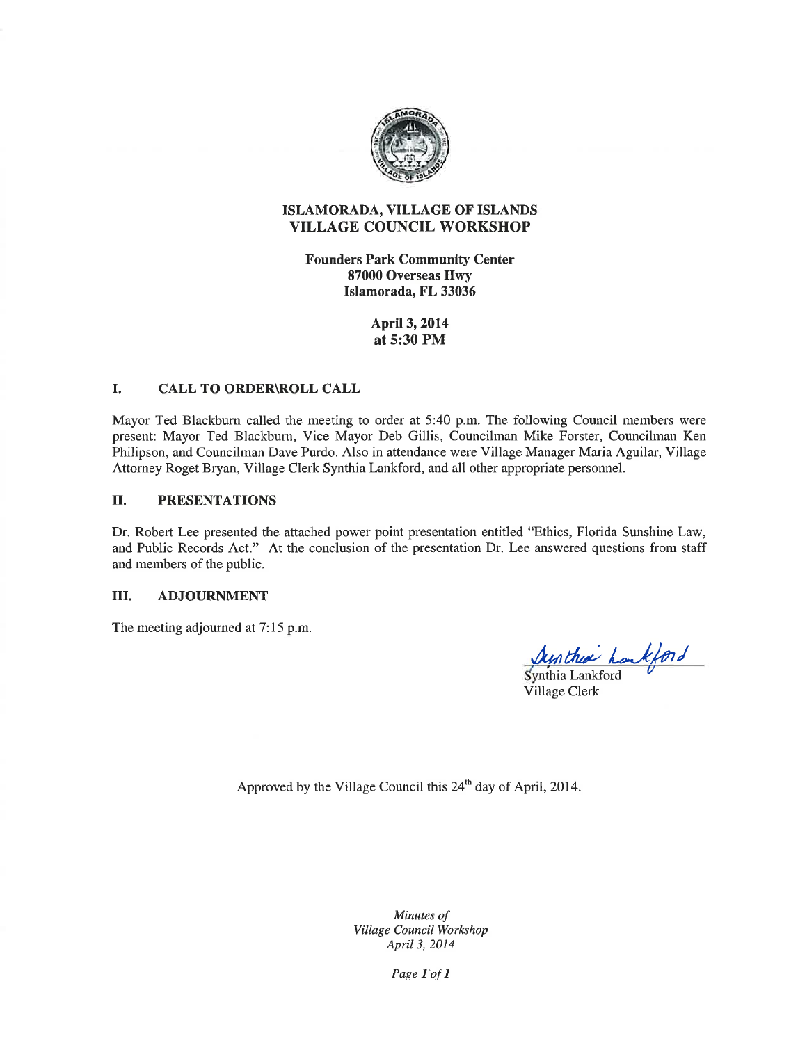# ISLAMORADA, VILLAGE OF ISLANDS
# VILLAGE COUNCIL WORKSHOP

**Founders Park Community Center**
**87000 Overseas Hwy**
**Islamorada, FL 33036**

**April 3, 2014**
**at 5:30 PM**

## I. CALL TO ORDER\ROLL CALL

Mayor Ted Blackburn called the meeting to order at 5:40 p.m. The following Council members were present: Mayor Ted Blackburn, Vice Mayor Deb Gillis, Councilman Mike Forster, Councilman Ken Philipson, and Councilman Dave Purdo. Also in attendance were Village Manager Maria Aguilar, Village Attorney Roget Bryan, Village Clerk Synthia Lankford, and all other appropriate personnel.

## II. PRESENTATIONS

Dr. Robert Lee presented the attached power point presentation entitled "Ethics, Florida Sunshine Law, and Public Records Act." At the conclusion of the presentation Dr. Lee answered questions from staff and members of the public.

## III. ADJOURNMENT

The meeting adjourned at 7:15 p.m.

Synthia Lankford
Village Clerk

Approved by the Village Council this 24th day of April, 2014.

*Minutes of*
*Village Council Workshop*
*April 3, 2014*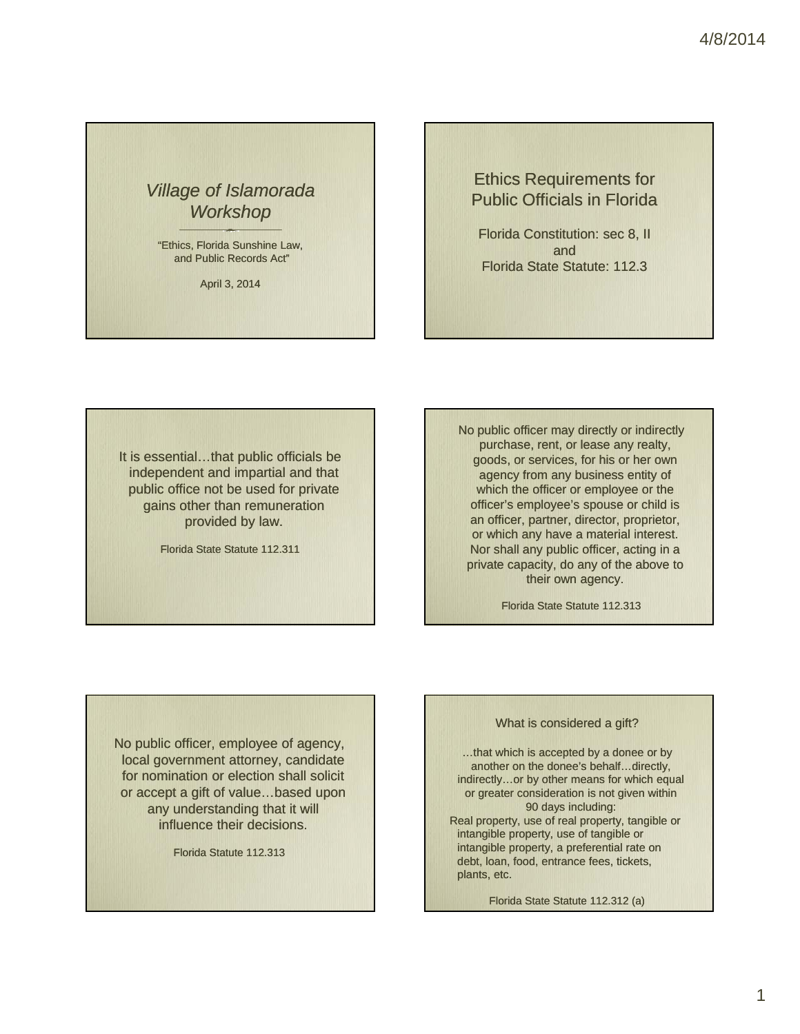## *Village of Islamorada Workshop*

"Ethics, Florida Sunshine Law, and Public Records Act"

April 3, 2014

---

## Ethics Requirements for Public Officials in Florida

Florida Constitution: sec 8, II
and
Florida State Statute: 112.3

---

It is essential…that public officials be independent and impartial and that public office not be used for private gains other than remuneration provided by law.

Florida State Statute 112.311

---

No public officer may directly or indirectly purchase, rent, or lease any realty, goods, or services, for his or her own agency from any business entity of which the officer or employee or the officer's employee's spouse or child is an officer, partner, director, proprietor, or which any have a material interest. Nor shall any public officer, acting in a private capacity, do any of the above to their own agency.

Florida State Statute 112.313

---

No public officer, employee of agency, local government attorney, candidate for nomination or election shall solicit or accept a gift of value…based upon any understanding that it will influence their decisions.

Florida Statute 112.313

---

What is considered a gift?

…that which is accepted by a donee or by another on the donee's behalf…directly, indirectly…or by other means for which equal or greater consideration is not given within 90 days including:

Real property, use of real property, tangible or intangible property, use of tangible or intangible property, a preferential rate on debt, loan, food, entrance fees, tickets, plants, etc.

Florida State Statute 112.312 (a)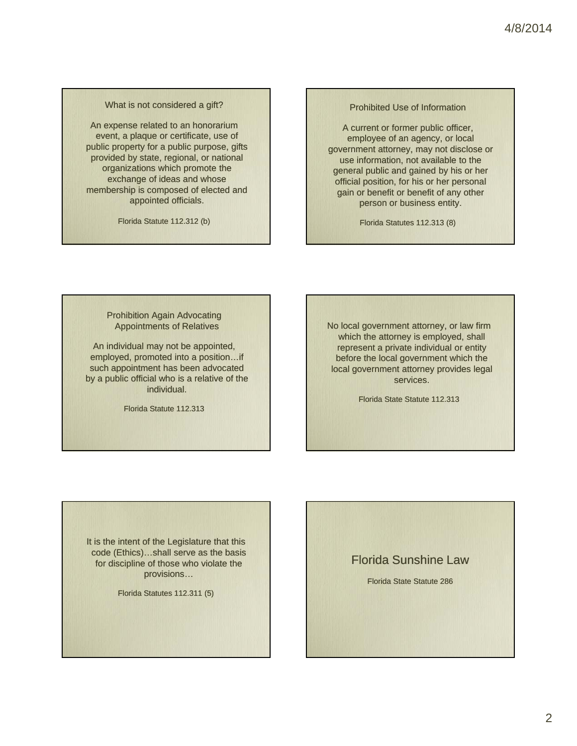### What is not considered a gift?

An expense related to an honorarium event, a plaque or certificate, use of public property for a public purpose, gifts provided by state, regional, or national organizations which promote the exchange of ideas and whose membership is composed of elected and appointed officials.

Florida Statute 112.312 (b)

### Prohibited Use of Information

A current or former public officer, employee of an agency, or local government attorney, may not disclose or use information, not available to the general public and gained by his or her official position, for his or her personal gain or benefit or benefit of any other person or business entity.

Florida Statutes 112.313 (8)

### Prohibition Again Advocating Appointments of Relatives

An individual may not be appointed, employed, promoted into a position…if such appointment has been advocated by a public official who is a relative of the individual.

Florida Statute 112.313

No local government attorney, or law firm which the attorney is employed, shall represent a private individual or entity before the local government which the local government attorney provides legal services.

Florida State Statute 112.313

It is the intent of the Legislature that this code (Ethics)…shall serve as the basis for discipline of those who violate the provisions…

Florida Statutes 112.311 (5)

## Florida Sunshine Law

Florida State Statute 286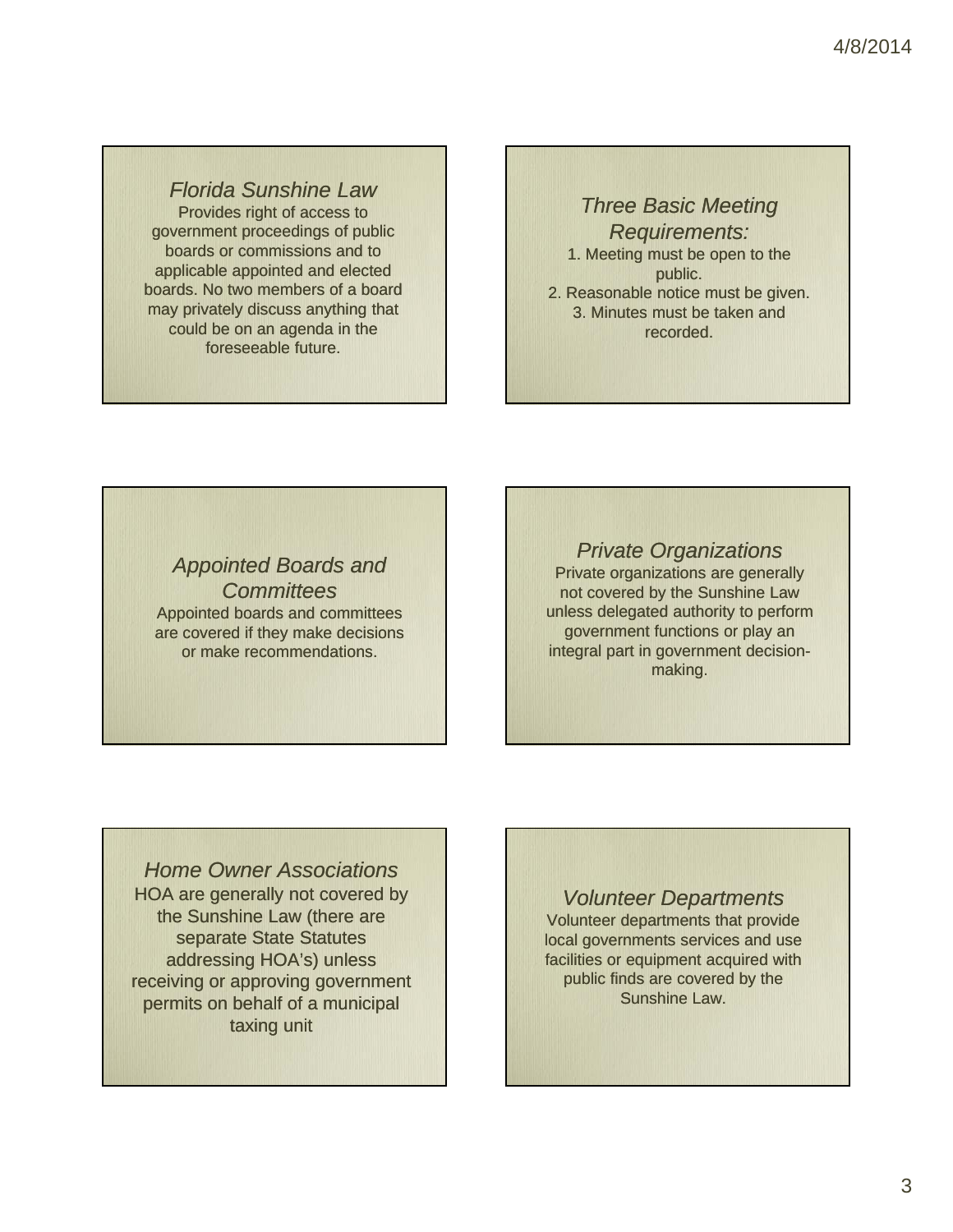## *Florida Sunshine Law*

Provides right of access to government proceedings of public boards or commissions and to applicable appointed and elected boards. No two members of a board may privately discuss anything that could be on an agenda in the foreseeable future.

## *Three Basic Meeting Requirements:*

1. Meeting must be open to the public.
2. Reasonable notice must be given.
3. Minutes must be taken and recorded.

## *Appointed Boards and Committees*

Appointed boards and committees are covered if they make decisions or make recommendations.

## *Private Organizations*

Private organizations are generally not covered by the Sunshine Law unless delegated authority to perform government functions or play an integral part in government decision-making.

## *Home Owner Associations*

HOA are generally not covered by the Sunshine Law (there are separate State Statutes addressing HOA's) unless receiving or approving government permits on behalf of a municipal taxing unit

## *Volunteer Departments*

Volunteer departments that provide local governments services and use facilities or equipment acquired with public finds are covered by the Sunshine Law.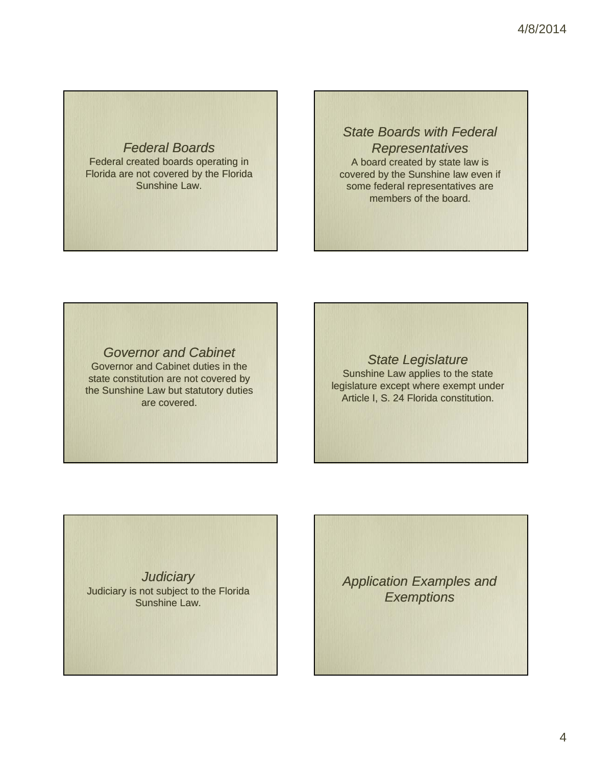*Federal Boards*

Federal created boards operating in Florida are not covered by the Florida Sunshine Law.

*State Boards with Federal Representatives*

A board created by state law is covered by the Sunshine law even if some federal representatives are members of the board.

*Governor and Cabinet*

Governor and Cabinet duties in the state constitution are not covered by the Sunshine Law but statutory duties are covered.

*State Legislature*

Sunshine Law applies to the state legislature except where exempt under Article I, S. 24 Florida constitution.

*Judiciary*

Judiciary is not subject to the Florida Sunshine Law.

*Application Examples and Exemptions*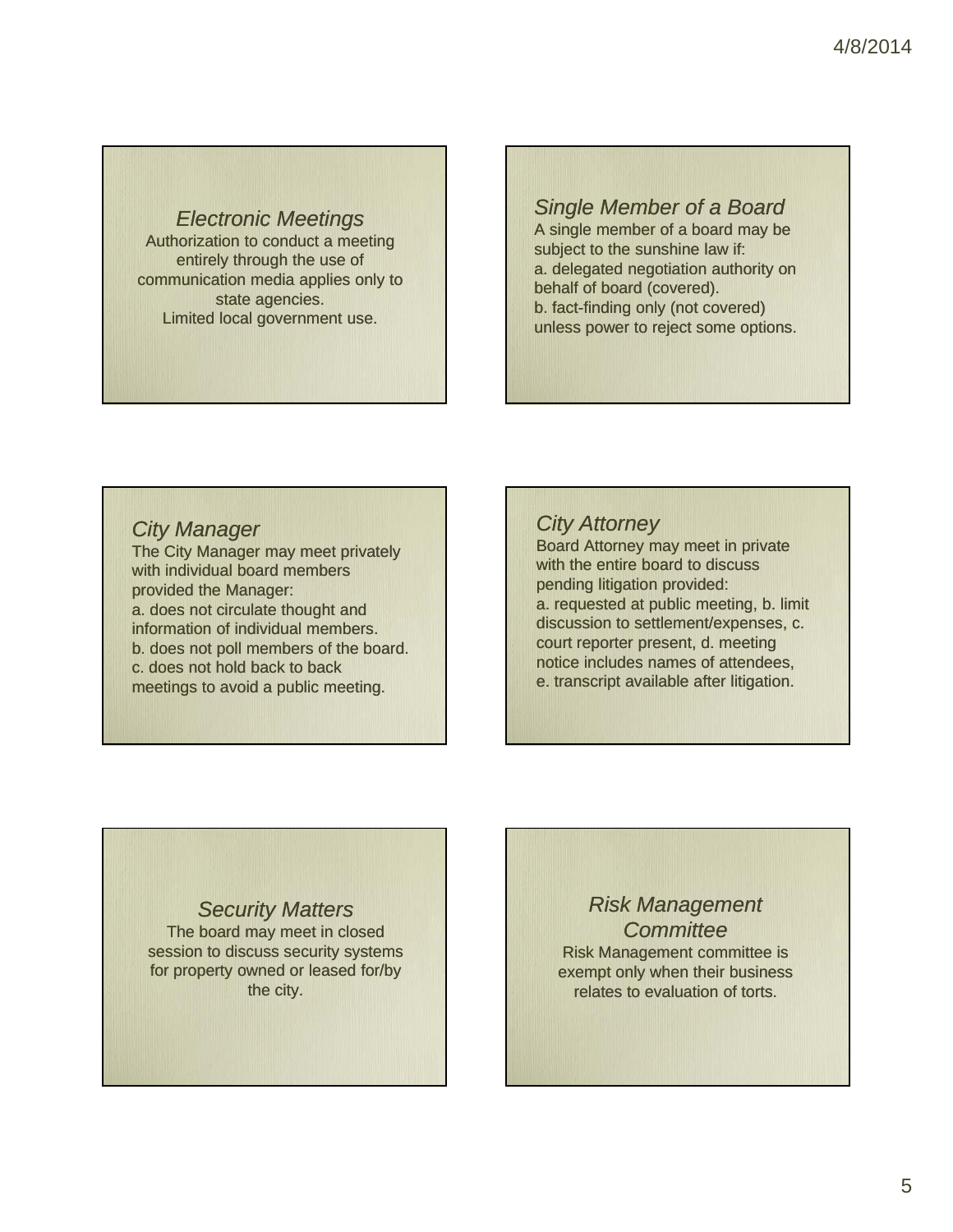### *Electronic Meetings*

Authorization to conduct a meeting entirely through the use of communication media applies only to state agencies.
Limited local government use.

### *Single Member of a Board*

A single member of a board may be subject to the sunshine law if:
a. delegated negotiation authority on behalf of board (covered).
b. fact-finding only (not covered) unless power to reject some options.

### *City Manager*

The City Manager may meet privately with individual board members provided the Manager:
a. does not circulate thought and information of individual members.
b. does not poll members of the board.
c. does not hold back to back meetings to avoid a public meeting.

### *City Attorney*

Board Attorney may meet in private with the entire board to discuss pending litigation provided:
a. requested at public meeting, b. limit discussion to settlement/expenses, c. court reporter present, d. meeting notice includes names of attendees, e. transcript available after litigation.

### *Security Matters*

The board may meet in closed session to discuss security systems for property owned or leased for/by the city.

### *Risk Management Committee*

Risk Management committee is exempt only when their business relates to evaluation of torts.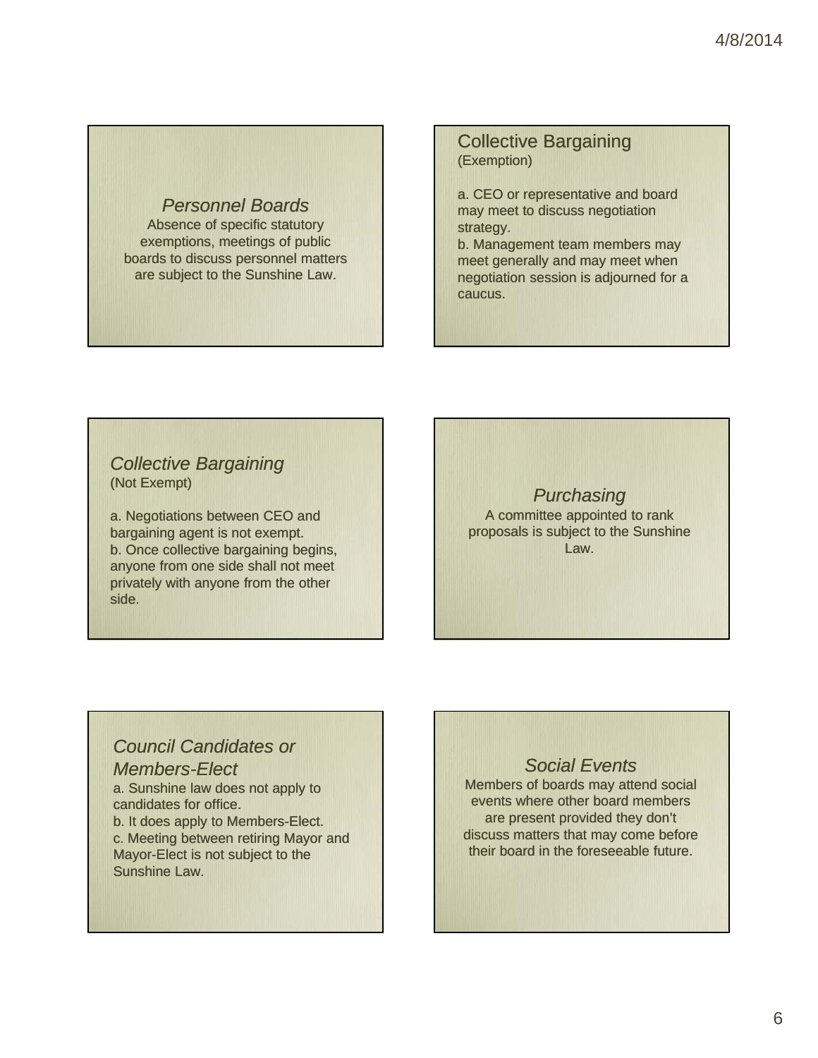### *Personnel Boards*

Absence of specific statutory exemptions, meetings of public boards to discuss personnel matters are subject to the Sunshine Law.

### Collective Bargaining

(Exemption)

a. CEO or representative and board may meet to discuss negotiation strategy.
b. Management team members may meet generally and may meet when negotiation session is adjourned for a caucus.

### *Collective Bargaining*

(Not Exempt)

a. Negotiations between CEO and bargaining agent is not exempt.
b. Once collective bargaining begins, anyone from one side shall not meet privately with anyone from the other side.

### *Purchasing*

A committee appointed to rank proposals is subject to the Sunshine Law.

### *Council Candidates or Members-Elect*

a. Sunshine law does not apply to candidates for office.
b. It does apply to Members-Elect.
c. Meeting between retiring Mayor and Mayor-Elect is not subject to the Sunshine Law.

### *Social Events*

Members of boards may attend social events where other board members are present provided they don't discuss matters that may come before their board in the foreseeable future.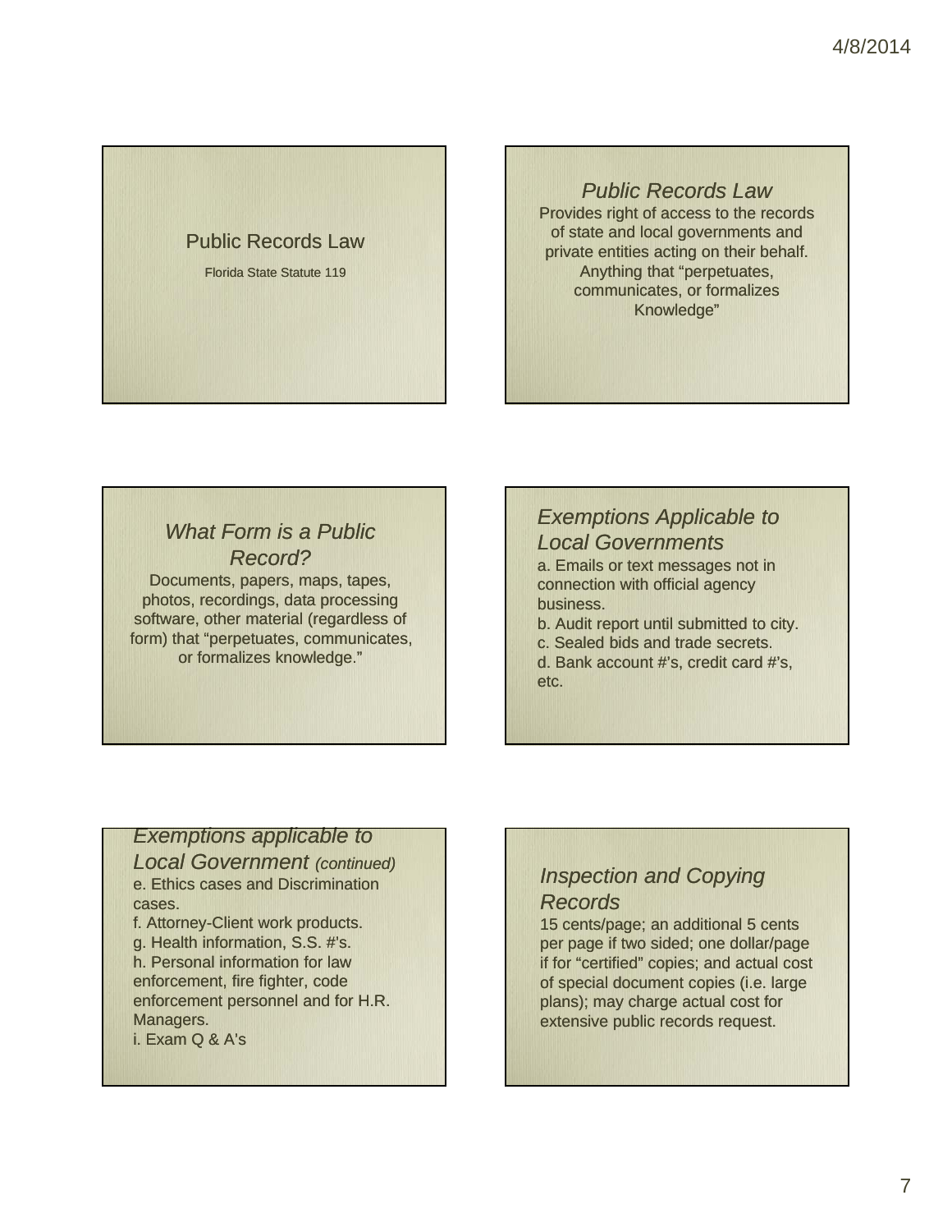## Public Records Law

Florida State Statute 119

## *Public Records Law*

Provides right of access to the records of state and local governments and private entities acting on their behalf. Anything that "perpetuates, communicates, or formalizes Knowledge"

## *What Form is a Public Record?*

Documents, papers, maps, tapes, photos, recordings, data processing software, other material (regardless of form) that "perpetuates, communicates, or formalizes knowledge."

## *Exemptions Applicable to Local Governments*

a. Emails or text messages not in connection with official agency business.
b. Audit report until submitted to city.
c. Sealed bids and trade secrets.
d. Bank account #'s, credit card #'s, etc.

## *Exemptions applicable to Local Government (continued)*

e. Ethics cases and Discrimination cases.
f. Attorney-Client work products.
g. Health information, S.S. #'s.
h. Personal information for law enforcement, fire fighter, code enforcement personnel and for H.R. Managers.
i. Exam Q & A's

## *Inspection and Copying Records*

15 cents/page; an additional 5 cents per page if two sided; one dollar/page if for "certified" copies; and actual cost of special document copies (i.e. large plans); may charge actual cost for extensive public records request.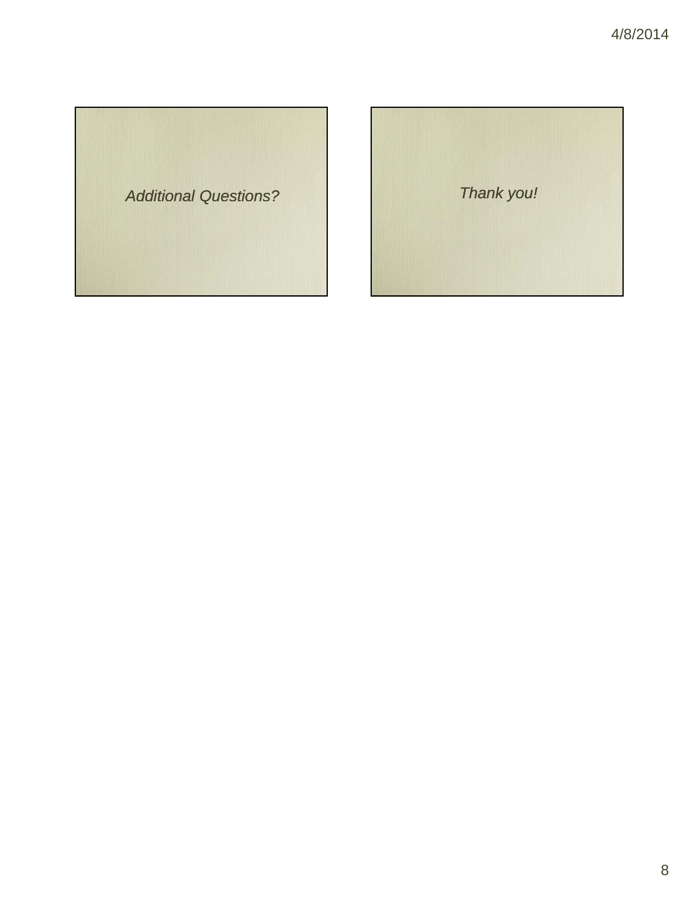*Additional Questions?*

*Thank you!*